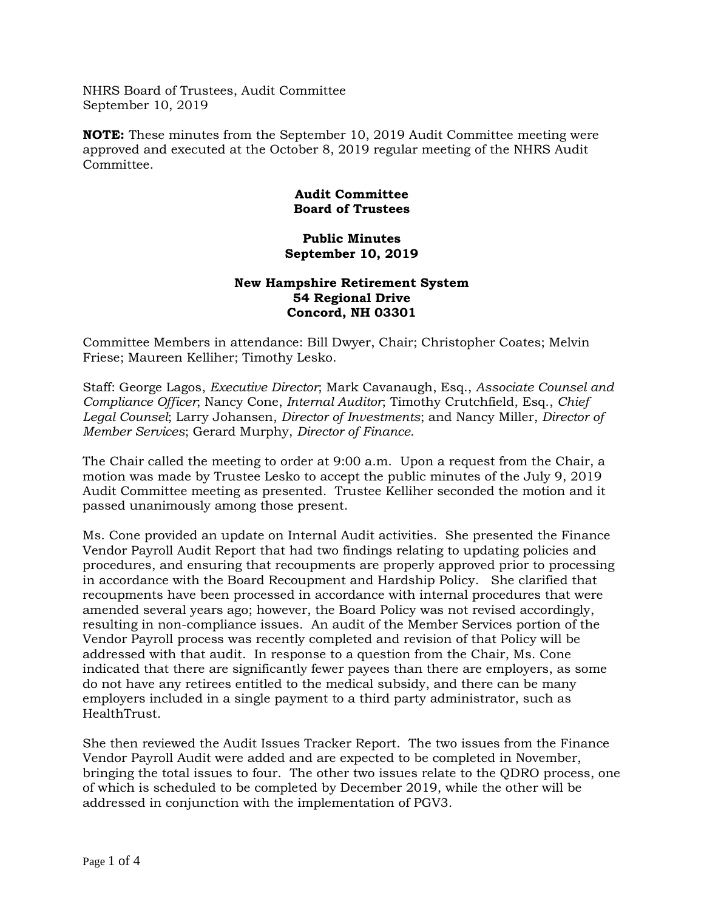NHRS Board of Trustees, Audit Committee
September 10, 2019

**NOTE:** These minutes from the September 10, 2019 Audit Committee meeting were approved and executed at the October 8, 2019 regular meeting of the NHRS Audit Committee.

**Audit Committee**
**Board of Trustees**

**Public Minutes**
**September 10, 2019**

**New Hampshire Retirement System**
**54 Regional Drive**
**Concord, NH 03301**

Committee Members in attendance: Bill Dwyer, Chair; Christopher Coates; Melvin Friese; Maureen Kelliher; Timothy Lesko.

Staff: George Lagos, *Executive Director*; Mark Cavanaugh, Esq., *Associate Counsel and Compliance Officer*; Nancy Cone, *Internal Auditor*; Timothy Crutchfield, Esq., *Chief Legal Counsel*; Larry Johansen, *Director of Investments*; and Nancy Miller, *Director of Member Services*; Gerard Murphy, *Director of Finance*.

The Chair called the meeting to order at 9:00 a.m. Upon a request from the Chair, a motion was made by Trustee Lesko to accept the public minutes of the July 9, 2019 Audit Committee meeting as presented. Trustee Kelliher seconded the motion and it passed unanimously among those present.

Ms. Cone provided an update on Internal Audit activities. She presented the Finance Vendor Payroll Audit Report that had two findings relating to updating policies and procedures, and ensuring that recoupments are properly approved prior to processing in accordance with the Board Recoupment and Hardship Policy. She clarified that recoupments have been processed in accordance with internal procedures that were amended several years ago; however, the Board Policy was not revised accordingly, resulting in non-compliance issues. An audit of the Member Services portion of the Vendor Payroll process was recently completed and revision of that Policy will be addressed with that audit. In response to a question from the Chair, Ms. Cone indicated that there are significantly fewer payees than there are employers, as some do not have any retirees entitled to the medical subsidy, and there can be many employers included in a single payment to a third party administrator, such as HealthTrust.

She then reviewed the Audit Issues Tracker Report. The two issues from the Finance Vendor Payroll Audit were added and are expected to be completed in November, bringing the total issues to four. The other two issues relate to the QDRO process, one of which is scheduled to be completed by December 2019, while the other will be addressed in conjunction with the implementation of PGV3.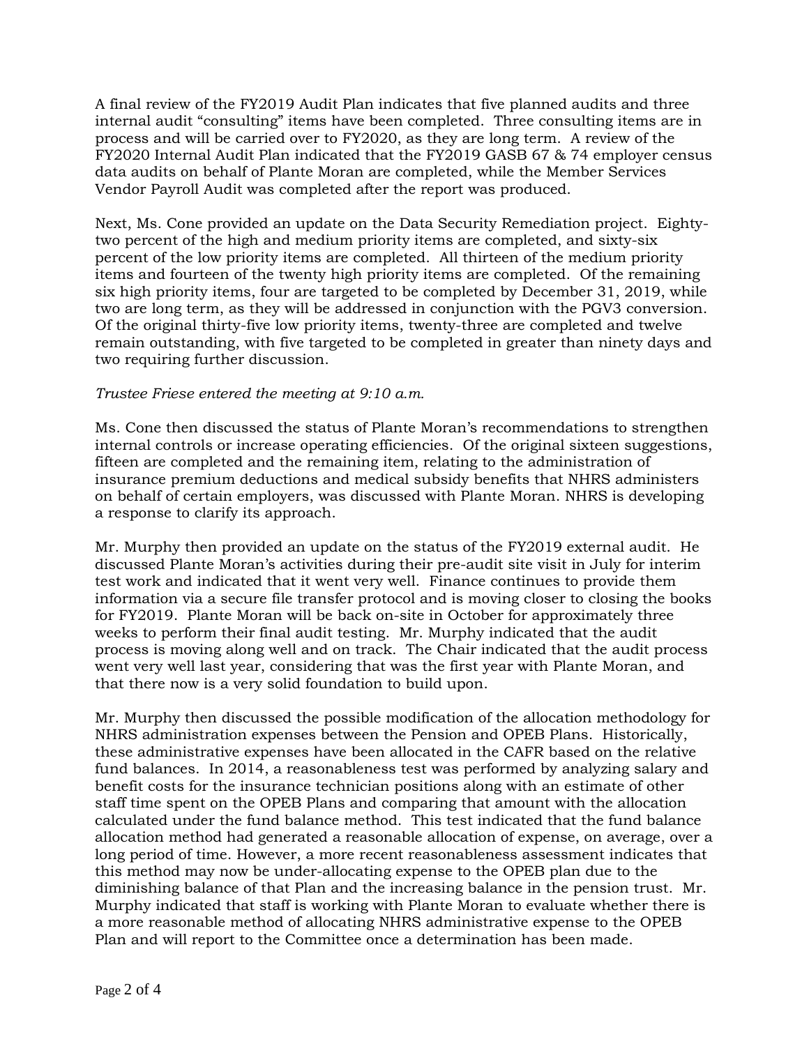A final review of the FY2019 Audit Plan indicates that five planned audits and three internal audit "consulting" items have been completed. Three consulting items are in process and will be carried over to FY2020, as they are long term. A review of the FY2020 Internal Audit Plan indicated that the FY2019 GASB 67 & 74 employer census data audits on behalf of Plante Moran are completed, while the Member Services Vendor Payroll Audit was completed after the report was produced.

Next, Ms. Cone provided an update on the Data Security Remediation project. Eighty-two percent of the high and medium priority items are completed, and sixty-six percent of the low priority items are completed. All thirteen of the medium priority items and fourteen of the twenty high priority items are completed. Of the remaining six high priority items, four are targeted to be completed by December 31, 2019, while two are long term, as they will be addressed in conjunction with the PGV3 conversion. Of the original thirty-five low priority items, twenty-three are completed and twelve remain outstanding, with five targeted to be completed in greater than ninety days and two requiring further discussion.

*Trustee Friese entered the meeting at 9:10 a.m.*

Ms. Cone then discussed the status of Plante Moran's recommendations to strengthen internal controls or increase operating efficiencies. Of the original sixteen suggestions, fifteen are completed and the remaining item, relating to the administration of insurance premium deductions and medical subsidy benefits that NHRS administers on behalf of certain employers, was discussed with Plante Moran. NHRS is developing a response to clarify its approach.

Mr. Murphy then provided an update on the status of the FY2019 external audit. He discussed Plante Moran's activities during their pre-audit site visit in July for interim test work and indicated that it went very well. Finance continues to provide them information via a secure file transfer protocol and is moving closer to closing the books for FY2019. Plante Moran will be back on-site in October for approximately three weeks to perform their final audit testing. Mr. Murphy indicated that the audit process is moving along well and on track. The Chair indicated that the audit process went very well last year, considering that was the first year with Plante Moran, and that there now is a very solid foundation to build upon.

Mr. Murphy then discussed the possible modification of the allocation methodology for NHRS administration expenses between the Pension and OPEB Plans. Historically, these administrative expenses have been allocated in the CAFR based on the relative fund balances. In 2014, a reasonableness test was performed by analyzing salary and benefit costs for the insurance technician positions along with an estimate of other staff time spent on the OPEB Plans and comparing that amount with the allocation calculated under the fund balance method. This test indicated that the fund balance allocation method had generated a reasonable allocation of expense, on average, over a long period of time. However, a more recent reasonableness assessment indicates that this method may now be under-allocating expense to the OPEB plan due to the diminishing balance of that Plan and the increasing balance in the pension trust. Mr. Murphy indicated that staff is working with Plante Moran to evaluate whether there is a more reasonable method of allocating NHRS administrative expense to the OPEB Plan and will report to the Committee once a determination has been made.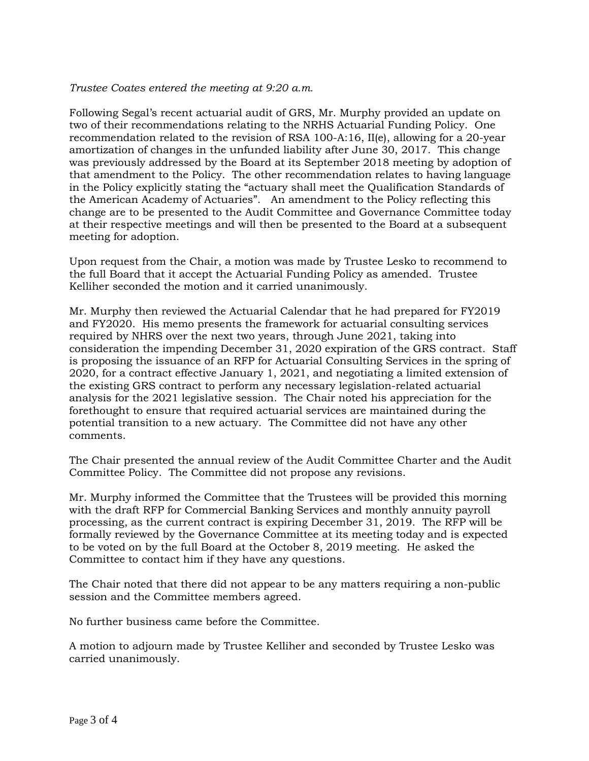*Trustee Coates entered the meeting at 9:20 a.m.*

Following Segal's recent actuarial audit of GRS, Mr. Murphy provided an update on two of their recommendations relating to the NRHS Actuarial Funding Policy. One recommendation related to the revision of RSA 100-A:16, II(e), allowing for a 20-year amortization of changes in the unfunded liability after June 30, 2017. This change was previously addressed by the Board at its September 2018 meeting by adoption of that amendment to the Policy. The other recommendation relates to having language in the Policy explicitly stating the "actuary shall meet the Qualification Standards of the American Academy of Actuaries". An amendment to the Policy reflecting this change are to be presented to the Audit Committee and Governance Committee today at their respective meetings and will then be presented to the Board at a subsequent meeting for adoption.

Upon request from the Chair, a motion was made by Trustee Lesko to recommend to the full Board that it accept the Actuarial Funding Policy as amended. Trustee Kelliher seconded the motion and it carried unanimously.

Mr. Murphy then reviewed the Actuarial Calendar that he had prepared for FY2019 and FY2020. His memo presents the framework for actuarial consulting services required by NHRS over the next two years, through June 2021, taking into consideration the impending December 31, 2020 expiration of the GRS contract. Staff is proposing the issuance of an RFP for Actuarial Consulting Services in the spring of 2020, for a contract effective January 1, 2021, and negotiating a limited extension of the existing GRS contract to perform any necessary legislation-related actuarial analysis for the 2021 legislative session. The Chair noted his appreciation for the forethought to ensure that required actuarial services are maintained during the potential transition to a new actuary. The Committee did not have any other comments.

The Chair presented the annual review of the Audit Committee Charter and the Audit Committee Policy. The Committee did not propose any revisions.

Mr. Murphy informed the Committee that the Trustees will be provided this morning with the draft RFP for Commercial Banking Services and monthly annuity payroll processing, as the current contract is expiring December 31, 2019. The RFP will be formally reviewed by the Governance Committee at its meeting today and is expected to be voted on by the full Board at the October 8, 2019 meeting. He asked the Committee to contact him if they have any questions.

The Chair noted that there did not appear to be any matters requiring a non-public session and the Committee members agreed.

No further business came before the Committee.

A motion to adjourn made by Trustee Kelliher and seconded by Trustee Lesko was carried unanimously.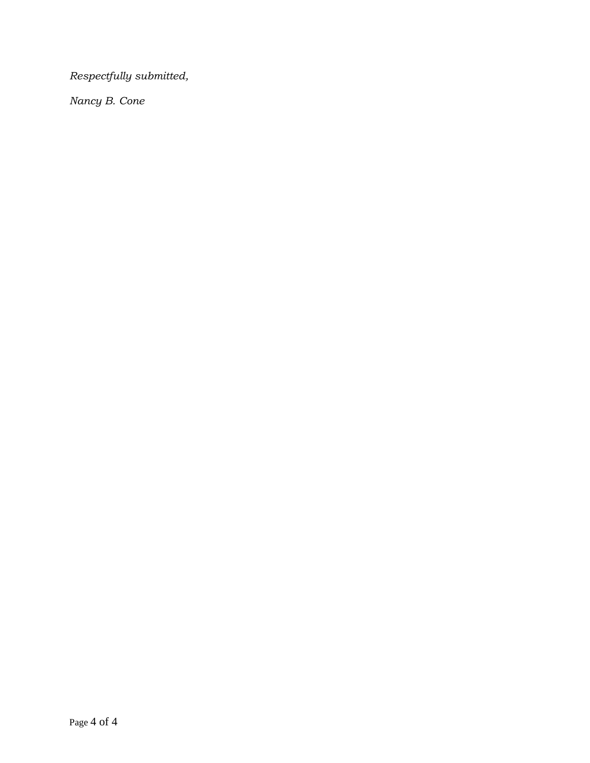*Respectfully submitted,*

*Nancy B. Cone*